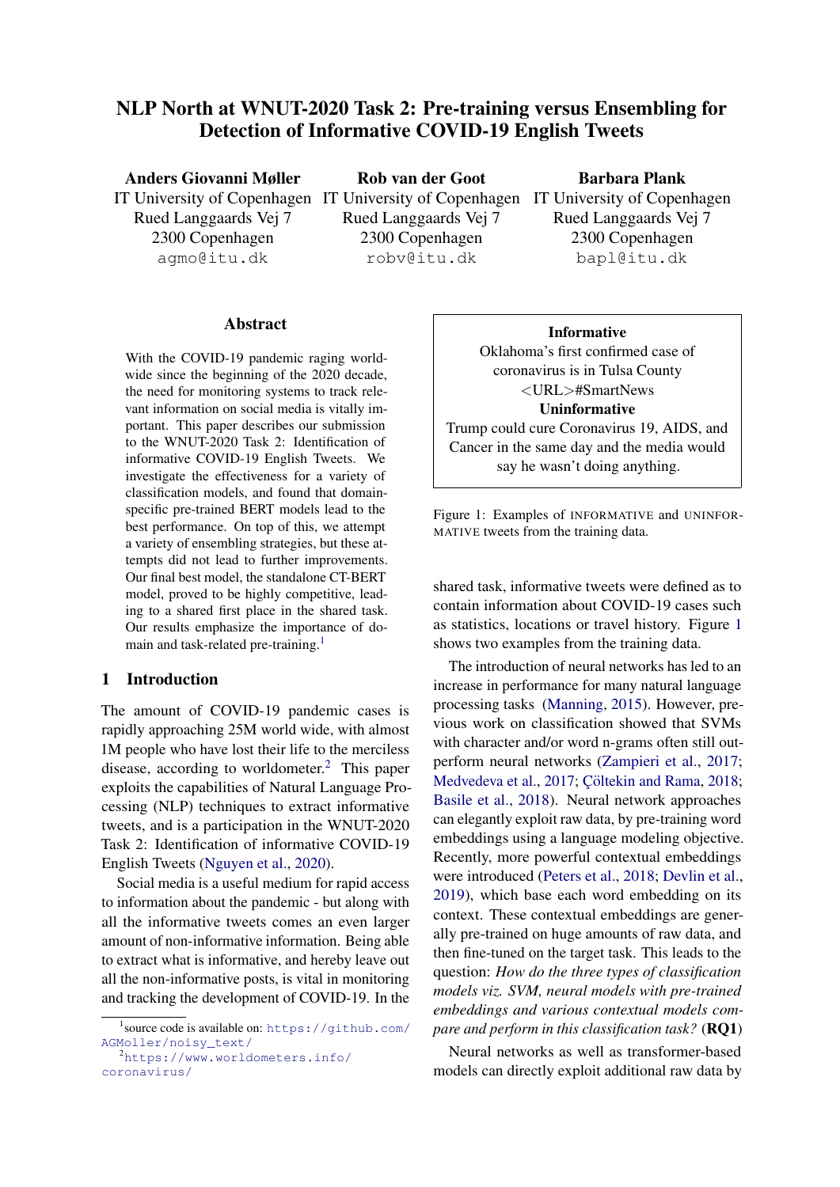# NLP North at WNUT-2020 Task 2: Pre-training versus Ensembling for Detection of Informative COVID-19 English Tweets

**Anders Giovanni Møller**
IT University of Copenhagen
Rued Langgaards Vej 7
2300 Copenhagen
agmo@itu.dk

**Rob van der Goot**
IT University of Copenhagen
Rued Langgaards Vej 7
2300 Copenhagen
robv@itu.dk

**Barbara Plank**
IT University of Copenhagen
Rued Langgaards Vej 7
2300 Copenhagen
bapl@itu.dk

## Abstract

With the COVID-19 pandemic raging worldwide since the beginning of the 2020 decade, the need for monitoring systems to track relevant information on social media is vitally important. This paper describes our submission to the WNUT-2020 Task 2: Identification of informative COVID-19 English Tweets. We investigate the effectiveness for a variety of classification models, and found that domain-specific pre-trained BERT models lead to the best performance. On top of this, we attempt a variety of ensembling strategies, but these attempts did not lead to further improvements. Our final best model, the standalone CT-BERT model, proved to be highly competitive, leading to a shared first place in the shared task. Our results emphasize the importance of domain and task-related pre-training.[1]

## 1 Introduction

The amount of COVID-19 pandemic cases is rapidly approaching 25M world wide, with almost 1M people who have lost their life to the merciless disease, according to worldometer.[2] This paper exploits the capabilities of Natural Language Processing (NLP) techniques to extract informative tweets, and is a participation in the WNUT-2020 Task 2: Identification of informative COVID-19 English Tweets (Nguyen et al., 2020).

Social media is a useful medium for rapid access to information about the pandemic - but along with all the informative tweets comes an even larger amount of non-informative information. Being able to extract what is informative, and hereby leave out all the non-informative posts, is vital in monitoring and tracking the development of COVID-19. In the shared task, informative tweets were defined as to contain information about COVID-19 cases such as statistics, locations or travel history. Figure 1 shows two examples from the training data.

> **Informative**
> Oklahoma's first confirmed case of coronavirus is in Tulsa County <URL>#SmartNews
> **Uninformative**
> Trump could cure Coronavirus 19, AIDS, and Cancer in the same day and the media would say he wasn't doing anything.

Figure 1: Examples of INFORMATIVE and UNINFORMATIVE tweets from the training data.

The introduction of neural networks has led to an increase in performance for many natural language processing tasks (Manning, 2015). However, previous work on classification showed that SVMs with character and/or word n-grams often still outperform neural networks (Zampieri et al., 2017; Medvedeva et al., 2017; Çöltekin and Rama, 2018; Basile et al., 2018). Neural network approaches can elegantly exploit raw data, by pre-training word embeddings using a language modeling objective. Recently, more powerful contextual embeddings were introduced (Peters et al., 2018; Devlin et al., 2019), which base each word embedding on its context. These contextual embeddings are generally pre-trained on huge amounts of raw data, and then fine-tuned on the target task. This leads to the question: *How do the three types of classification models viz. SVM, neural models with pre-trained embeddings and various contextual models compare and perform in this classification task?* (**RQ1**)

Neural networks as well as transformer-based models can directly exploit additional raw data by

[1] source code is available on: https://github.com/AGMoller/noisy_text/

[2] https://www.worldometers.info/coronavirus/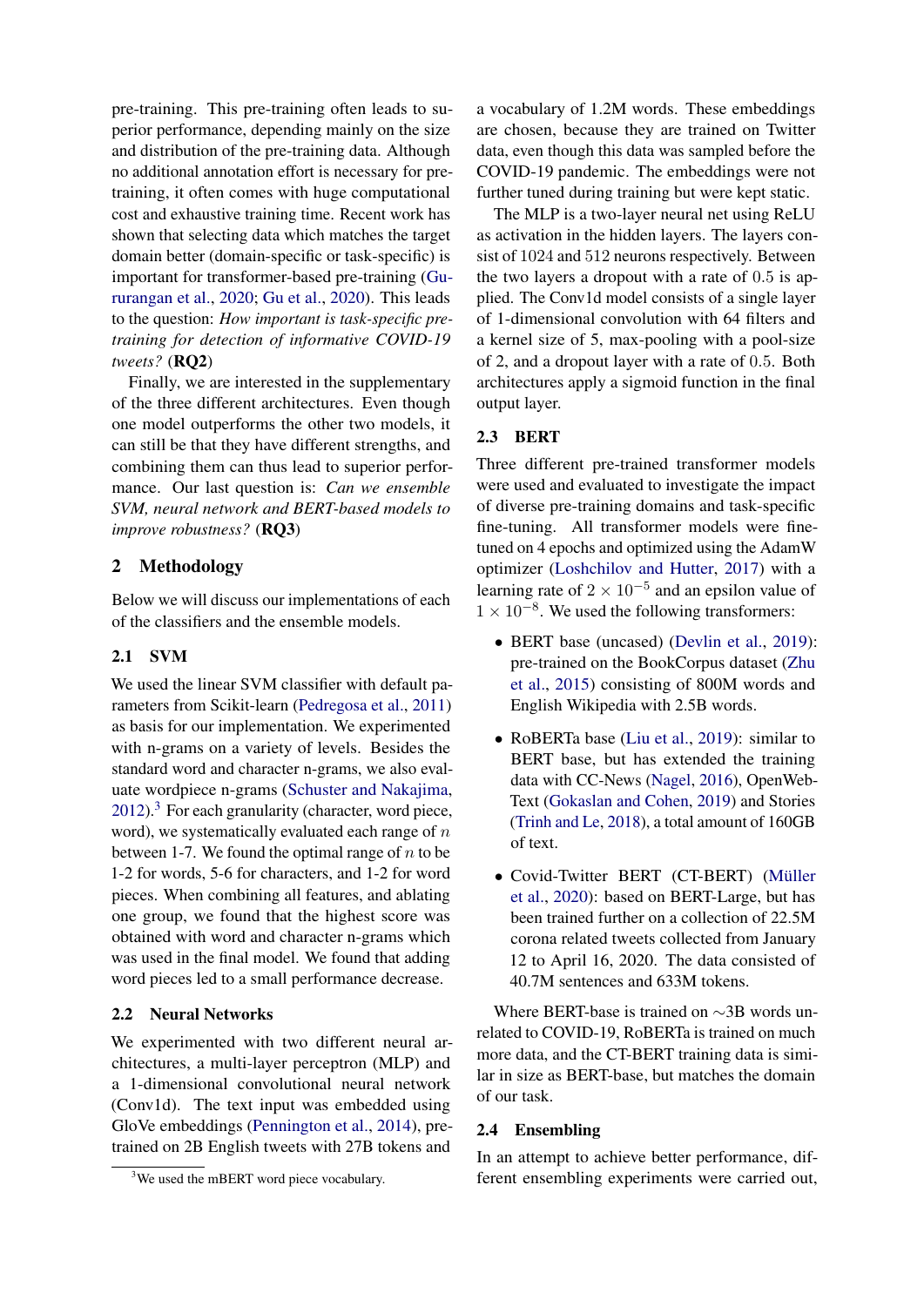pre-training. This pre-training often leads to superior performance, depending mainly on the size and distribution of the pre-training data. Although no additional annotation effort is necessary for pre-training, it often comes with huge computational cost and exhaustive training time. Recent work has shown that selecting data which matches the target domain better (domain-specific or task-specific) is important for transformer-based pre-training (Gururangan et al., 2020; Gu et al., 2020). This leads to the question: *How important is task-specific pre-training for detection of informative COVID-19 tweets?* (**RQ2**)

Finally, we are interested in the supplementary of the three different architectures. Even though one model outperforms the other two models, it can still be that they have different strengths, and combining them can thus lead to superior performance. Our last question is: *Can we ensemble SVM, neural network and BERT-based models to improve robustness?* (**RQ3**)

## 2 Methodology

Below we will discuss our implementations of each of the classifiers and the ensemble models.

### 2.1 SVM

We used the linear SVM classifier with default parameters from Scikit-learn (Pedregosa et al., 2011) as basis for our implementation. We experimented with n-grams on a variety of levels. Besides the standard word and character n-grams, we also evaluate wordpiece n-grams (Schuster and Nakajima, 2012).[3] For each granularity (character, word piece, word), we systematically evaluated each range of $n$ between 1-7. We found the optimal range of $n$ to be 1-2 for words, 5-6 for characters, and 1-2 for word pieces. When combining all features, and ablating one group, we found that the highest score was obtained with word and character n-grams which was used in the final model. We found that adding word pieces led to a small performance decrease.

### 2.2 Neural Networks

We experimented with two different neural architectures, a multi-layer perceptron (MLP) and a 1-dimensional convolutional neural network (Conv1d). The text input was embedded using GloVe embeddings (Pennington et al., 2014), pre-trained on 2B English tweets with 27B tokens and a vocabulary of 1.2M words. These embeddings are chosen, because they are trained on Twitter data, even though this data was sampled before the COVID-19 pandemic. The embeddings were not further tuned during training but were kept static.

The MLP is a two-layer neural net using ReLU as activation in the hidden layers. The layers consist of $1024$ and $512$ neurons respectively. Between the two layers a dropout with a rate of $0.5$ is applied. The Conv1d model consists of a single layer of 1-dimensional convolution with 64 filters and a kernel size of 5, max-pooling with a pool-size of 2, and a dropout layer with a rate of $0.5$. Both architectures apply a sigmoid function in the final output layer.

### 2.3 BERT

Three different pre-trained transformer models were used and evaluated to investigate the impact of diverse pre-training domains and task-specific fine-tuning. All transformer models were fine-tuned on 4 epochs and optimized using the AdamW optimizer (Loshchilov and Hutter, 2017) with a learning rate of $2 \times 10^{-5}$ and an epsilon value of $1 \times 10^{-8}$. We used the following transformers:

- BERT base (uncased) (Devlin et al., 2019): pre-trained on the BookCorpus dataset (Zhu et al., 2015) consisting of 800M words and English Wikipedia with 2.5B words.
- RoBERTa base (Liu et al., 2019): similar to BERT base, but has extended the training data with CC-News (Nagel, 2016), OpenWebText (Gokaslan and Cohen, 2019) and Stories (Trinh and Le, 2018), a total amount of 160GB of text.
- Covid-Twitter BERT (CT-BERT) (Müller et al., 2020): based on BERT-Large, but has been trained further on a collection of 22.5M corona related tweets collected from January 12 to April 16, 2020. The data consisted of 40.7M sentences and 633M tokens.

Where BERT-base is trained on $\sim$3B words unrelated to COVID-19, RoBERTa is trained on much more data, and the CT-BERT training data is similar in size as BERT-base, but matches the domain of our task.

### 2.4 Ensembling

In an attempt to achieve better performance, different ensembling experiments were carried out,

[3] We used the mBERT word piece vocabulary.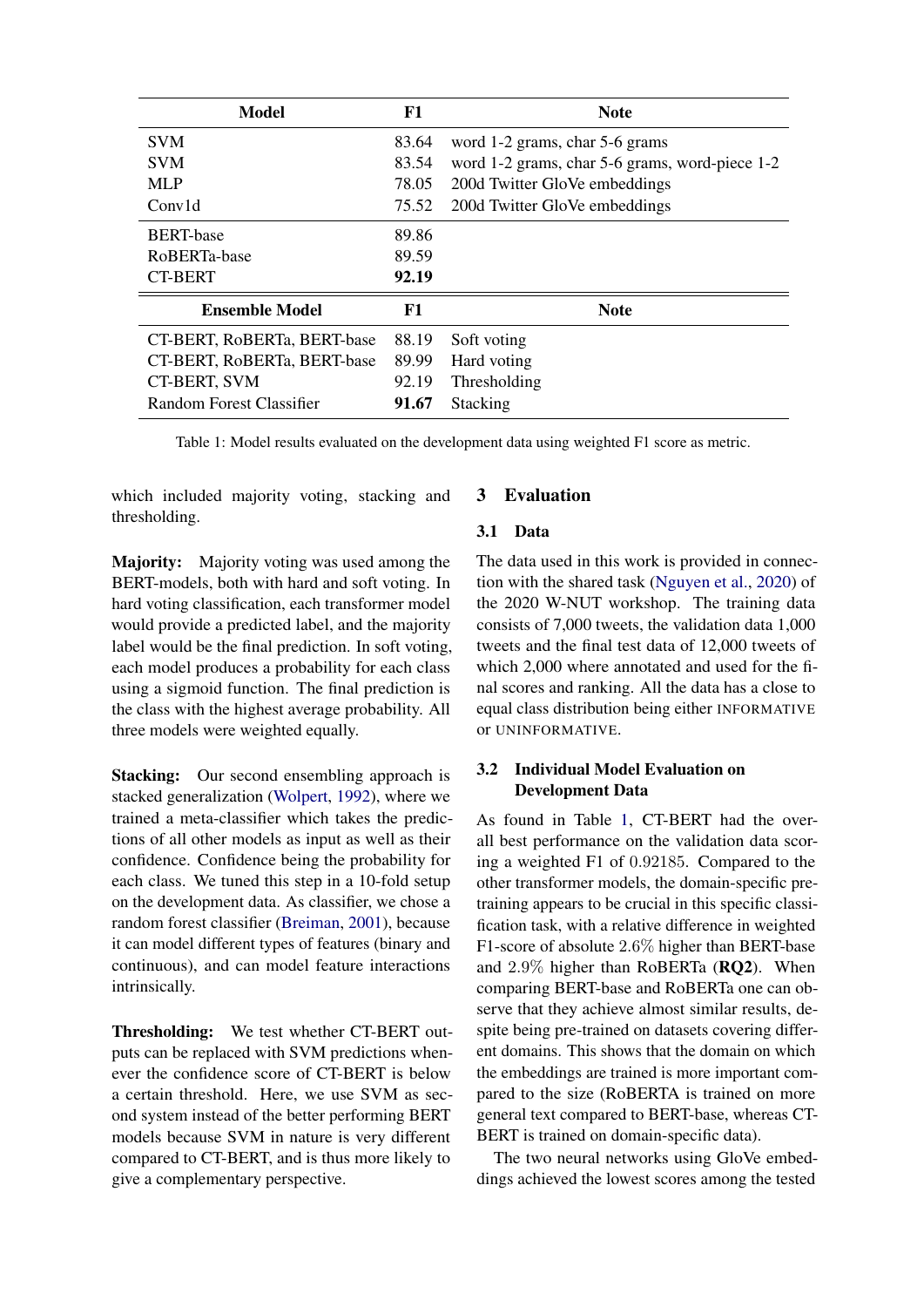| Model | F1 | Note |
|---|---|---|
| SVM | 83.64 | word 1-2 grams, char 5-6 grams |
| SVM | 83.54 | word 1-2 grams, char 5-6 grams, word-piece 1-2 |
| MLP | 78.05 | 200d Twitter GloVe embeddings |
| Conv1d | 75.52 | 200d Twitter GloVe embeddings |
| BERT-base | 89.86 | |
| RoBERTa-base | 89.59 | |
| CT-BERT | **92.19** | |
| **Ensemble Model** | **F1** | **Note** |
| CT-BERT, RoBERTa, BERT-base | 88.19 | Soft voting |
| CT-BERT, RoBERTa, BERT-base | 89.99 | Hard voting |
| CT-BERT, SVM | 92.19 | Thresholding |
| Random Forest Classifier | **91.67** | Stacking |

Table 1: Model results evaluated on the development data using weighted F1 score as metric.

which included majority voting, stacking and thresholding.

**Majority:** Majority voting was used among the BERT-models, both with hard and soft voting. In hard voting classification, each transformer model would provide a predicted label, and the majority label would be the final prediction. In soft voting, each model produces a probability for each class using a sigmoid function. The final prediction is the class with the highest average probability. All three models were weighted equally.

**Stacking:** Our second ensembling approach is stacked generalization (Wolpert, 1992), where we trained a meta-classifier which takes the predictions of all other models as input as well as their confidence. Confidence being the probability for each class. We tuned this step in a 10-fold setup on the development data. As classifier, we chose a random forest classifier (Breiman, 2001), because it can model different types of features (binary and continuous), and can model feature interactions intrinsically.

**Thresholding:** We test whether CT-BERT outputs can be replaced with SVM predictions whenever the confidence score of CT-BERT is below a certain threshold. Here, we use SVM as second system instead of the better performing BERT models because SVM in nature is very different compared to CT-BERT, and is thus more likely to give a complementary perspective.

## 3 Evaluation

### 3.1 Data

The data used in this work is provided in connection with the shared task (Nguyen et al., 2020) of the 2020 W-NUT workshop. The training data consists of 7,000 tweets, the validation data 1,000 tweets and the final test data of 12,000 tweets of which 2,000 where annotated and used for the final scores and ranking. All the data has a close to equal class distribution being either INFORMATIVE or UNINFORMATIVE.

### 3.2 Individual Model Evaluation on Development Data

As found in Table 1, CT-BERT had the overall best performance on the validation data scoring a weighted F1 of 0.92185. Compared to the other transformer models, the domain-specific pretraining appears to be crucial in this specific classification task, with a relative difference in weighted F1-score of absolute 2.6% higher than BERT-base and 2.9% higher than RoBERTa (**RQ2**). When comparing BERT-base and RoBERTa one can observe that they achieve almost similar results, despite being pre-trained on datasets covering different domains. This shows that the domain on which the embeddings are trained is more important compared to the size (RoBERTA is trained on more general text compared to BERT-base, whereas CT-BERT is trained on domain-specific data).

The two neural networks using GloVe embeddings achieved the lowest scores among the tested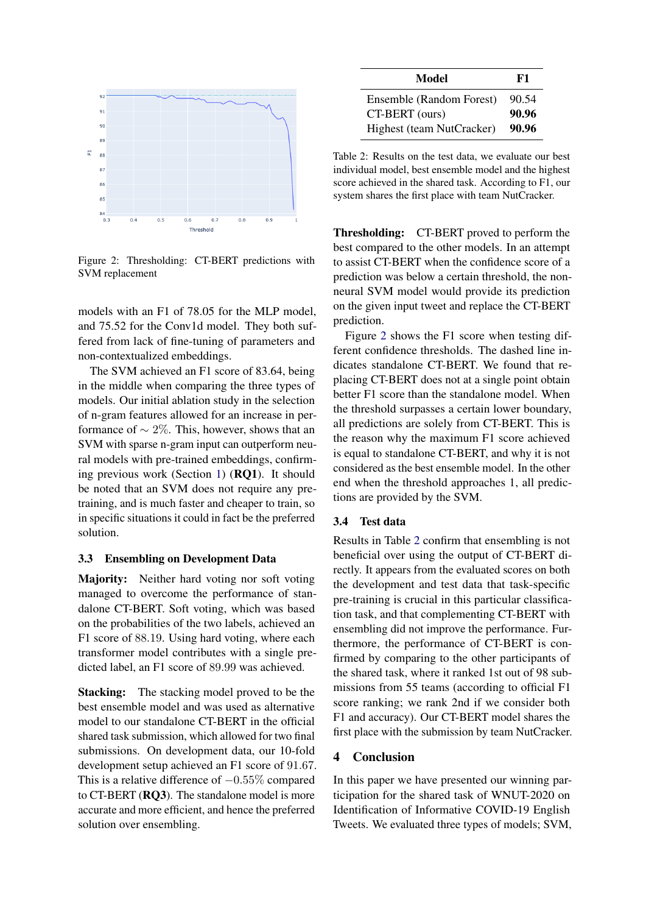Figure 2: Thresholding: CT-BERT predictions with SVM replacement

models with an F1 of 78.05 for the MLP model, and 75.52 for the Conv1d model. They both suffered from lack of fine-tuning of parameters and non-contextualized embeddings.

The SVM achieved an F1 score of 83.64, being in the middle when comparing the three types of models. Our initial ablation study in the selection of n-gram features allowed for an increase in performance of $\sim 2\%$. This, however, shows that an SVM with sparse n-gram input can outperform neural models with pre-trained embeddings, confirming previous work (Section 1) (**RQ1**). It should be noted that an SVM does not require any pre-training, and is much faster and cheaper to train, so in specific situations it could in fact be the preferred solution.

### 3.3 Ensembling on Development Data

**Majority:** Neither hard voting nor soft voting managed to overcome the performance of standalone CT-BERT. Soft voting, which was based on the probabilities of the two labels, achieved an F1 score of $88.19$. Using hard voting, where each transformer model contributes with a single predicted label, an F1 score of $89.99$ was achieved.

**Stacking:** The stacking model proved to be the best ensemble model and was used as alternative model to our standalone CT-BERT in the official shared task submission, which allowed for two final submissions. On development data, our 10-fold development setup achieved an F1 score of $91.67$. This is a relative difference of $-0.55\%$ compared to CT-BERT (**RQ3**). The standalone model is more accurate and more efficient, and hence the preferred solution over ensembling.

| Model | F1 |
|---|---|
| Ensemble (Random Forest) | 90.54 |
| CT-BERT (ours) | **90.96** |
| Highest (team NutCracker) | **90.96** |

Table 2: Results on the test data, we evaluate our best individual model, best ensemble model and the highest score achieved in the shared task. According to F1, our system shares the first place with team NutCracker.

**Thresholding:** CT-BERT proved to perform the best compared to the other models. In an attempt to assist CT-BERT when the confidence score of a prediction was below a certain threshold, the non-neural SVM model would provide its prediction on the given input tweet and replace the CT-BERT prediction.

Figure 2 shows the F1 score when testing different confidence thresholds. The dashed line indicates standalone CT-BERT. We found that replacing CT-BERT does not at a single point obtain better F1 score than the standalone model. When the threshold surpasses a certain lower boundary, all predictions are solely from CT-BERT. This is the reason why the maximum F1 score achieved is equal to standalone CT-BERT, and why it is not considered as the best ensemble model. In the other end when the threshold approaches 1, all predictions are provided by the SVM.

### 3.4 Test data

Results in Table 2 confirm that ensembling is not beneficial over using the output of CT-BERT directly. It appears from the evaluated scores on both the development and test data that task-specific pre-training is crucial in this particular classification task, and that complementing CT-BERT with ensembling did not improve the performance. Furthermore, the performance of CT-BERT is confirmed by comparing to the other participants of the shared task, where it ranked 1st out of 98 submissions from 55 teams (according to official F1 score ranking; we rank 2nd if we consider both F1 and accuracy). Our CT-BERT model shares the first place with the submission by team NutCracker.

## 4 Conclusion

In this paper we have presented our winning participation for the shared task of WNUT-2020 on Identification of Informative COVID-19 English Tweets. We evaluated three types of models; SVM,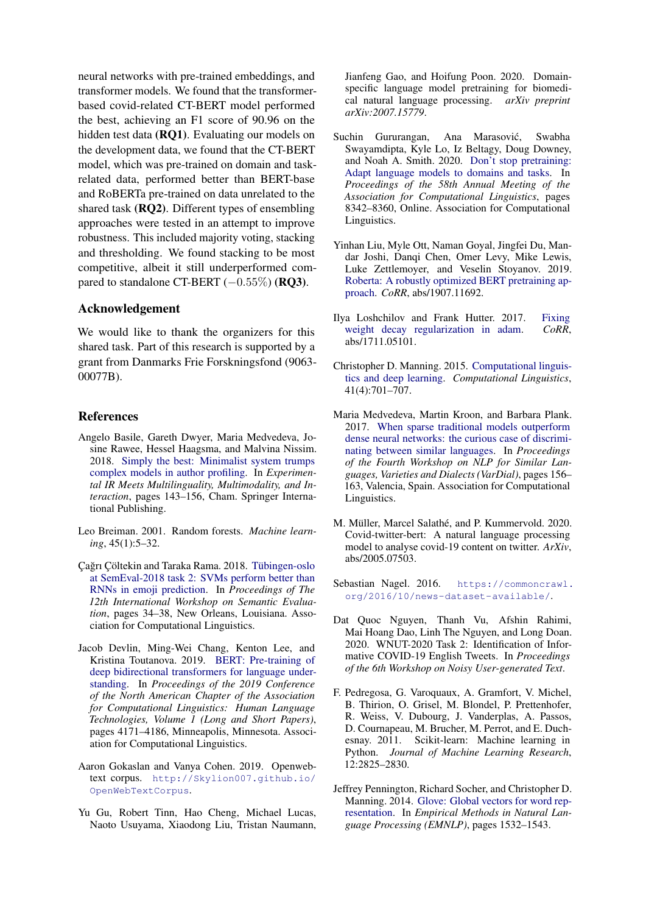neural networks with pre-trained embeddings, and transformer models. We found that the transformer-based covid-related CT-BERT model performed the best, achieving an F1 score of 90.96 on the hidden test data **(RQ1)**. Evaluating our models on the development data, we found that the CT-BERT model, which was pre-trained on domain and task-related data, performed better than BERT-base and RoBERTa pre-trained on data unrelated to the shared task **(RQ2)**. Different types of ensembling approaches were tested in an attempt to improve robustness. This included majority voting, stacking and thresholding. We found stacking to be most competitive, albeit it still underperformed compared to standalone CT-BERT ($-0.55\%$) **(RQ3)**.

## Acknowledgement

We would like to thank the organizers for this shared task. Part of this research is supported by a grant from Danmarks Frie Forskningsfond (9063-00077B).

## References

Angelo Basile, Gareth Dwyer, Maria Medvedeva, Josine Rawee, Hessel Haagsma, and Malvina Nissim. 2018. Simply the best: Minimalist system trumps complex models in author profiling. In *Experimental IR Meets Multilinguality, Multimodality, and Interaction*, pages 143–156, Cham. Springer International Publishing.

Leo Breiman. 2001. Random forests. *Machine learning*, 45(1):5–32.

Çağrı Çöltekin and Taraka Rama. 2018. Tübingen-oslo at SemEval-2018 task 2: SVMs perform better than RNNs in emoji prediction. In *Proceedings of The 12th International Workshop on Semantic Evaluation*, pages 34–38, New Orleans, Louisiana. Association for Computational Linguistics.

Jacob Devlin, Ming-Wei Chang, Kenton Lee, and Kristina Toutanova. 2019. BERT: Pre-training of deep bidirectional transformers for language understanding. In *Proceedings of the 2019 Conference of the North American Chapter of the Association for Computational Linguistics: Human Language Technologies, Volume 1 (Long and Short Papers)*, pages 4171–4186, Minneapolis, Minnesota. Association for Computational Linguistics.

Aaron Gokaslan and Vanya Cohen. 2019. Openwebtext corpus. `http://Skylion007.github.io/OpenWebTextCorpus`.

Yu Gu, Robert Tinn, Hao Cheng, Michael Lucas, Naoto Usuyama, Xiaodong Liu, Tristan Naumann, Jianfeng Gao, and Hoifung Poon. 2020. Domain-specific language model pretraining for biomedical natural language processing. *arXiv preprint arXiv:2007.15779*.

Suchin Gururangan, Ana Marasović, Swabha Swayamdipta, Kyle Lo, Iz Beltagy, Doug Downey, and Noah A. Smith. 2020. Don't stop pretraining: Adapt language models to domains and tasks. In *Proceedings of the 58th Annual Meeting of the Association for Computational Linguistics*, pages 8342–8360, Online. Association for Computational Linguistics.

Yinhan Liu, Myle Ott, Naman Goyal, Jingfei Du, Mandar Joshi, Danqi Chen, Omer Levy, Mike Lewis, Luke Zettlemoyer, and Veselin Stoyanov. 2019. Roberta: A robustly optimized BERT pretraining approach. *CoRR*, abs/1907.11692.

Ilya Loshchilov and Frank Hutter. 2017. Fixing weight decay regularization in adam. *CoRR*, abs/1711.05101.

Christopher D. Manning. 2015. Computational linguistics and deep learning. *Computational Linguistics*, 41(4):701–707.

Maria Medvedeva, Martin Kroon, and Barbara Plank. 2017. When sparse traditional models outperform dense neural networks: the curious case of discriminating between similar languages. In *Proceedings of the Fourth Workshop on NLP for Similar Languages, Varieties and Dialects (VarDial)*, pages 156–163, Valencia, Spain. Association for Computational Linguistics.

M. Müller, Marcel Salathé, and P. Kummervold. 2020. Covid-twitter-bert: A natural language processing model to analyse covid-19 content on twitter. *ArXiv*, abs/2005.07503.

Sebastian Nagel. 2016. `https://commoncrawl.org/2016/10/news-dataset-available/`.

Dat Quoc Nguyen, Thanh Vu, Afshin Rahimi, Mai Hoang Dao, Linh The Nguyen, and Long Doan. 2020. WNUT-2020 Task 2: Identification of Informative COVID-19 English Tweets. In *Proceedings of the 6th Workshop on Noisy User-generated Text*.

F. Pedregosa, G. Varoquaux, A. Gramfort, V. Michel, B. Thirion, O. Grisel, M. Blondel, P. Prettenhofer, R. Weiss, V. Dubourg, J. Vanderplas, A. Passos, D. Cournapeau, M. Brucher, M. Perrot, and E. Duchesnay. 2011. Scikit-learn: Machine learning in Python. *Journal of Machine Learning Research*, 12:2825–2830.

Jeffrey Pennington, Richard Socher, and Christopher D. Manning. 2014. Glove: Global vectors for word representation. In *Empirical Methods in Natural Language Processing (EMNLP)*, pages 1532–1543.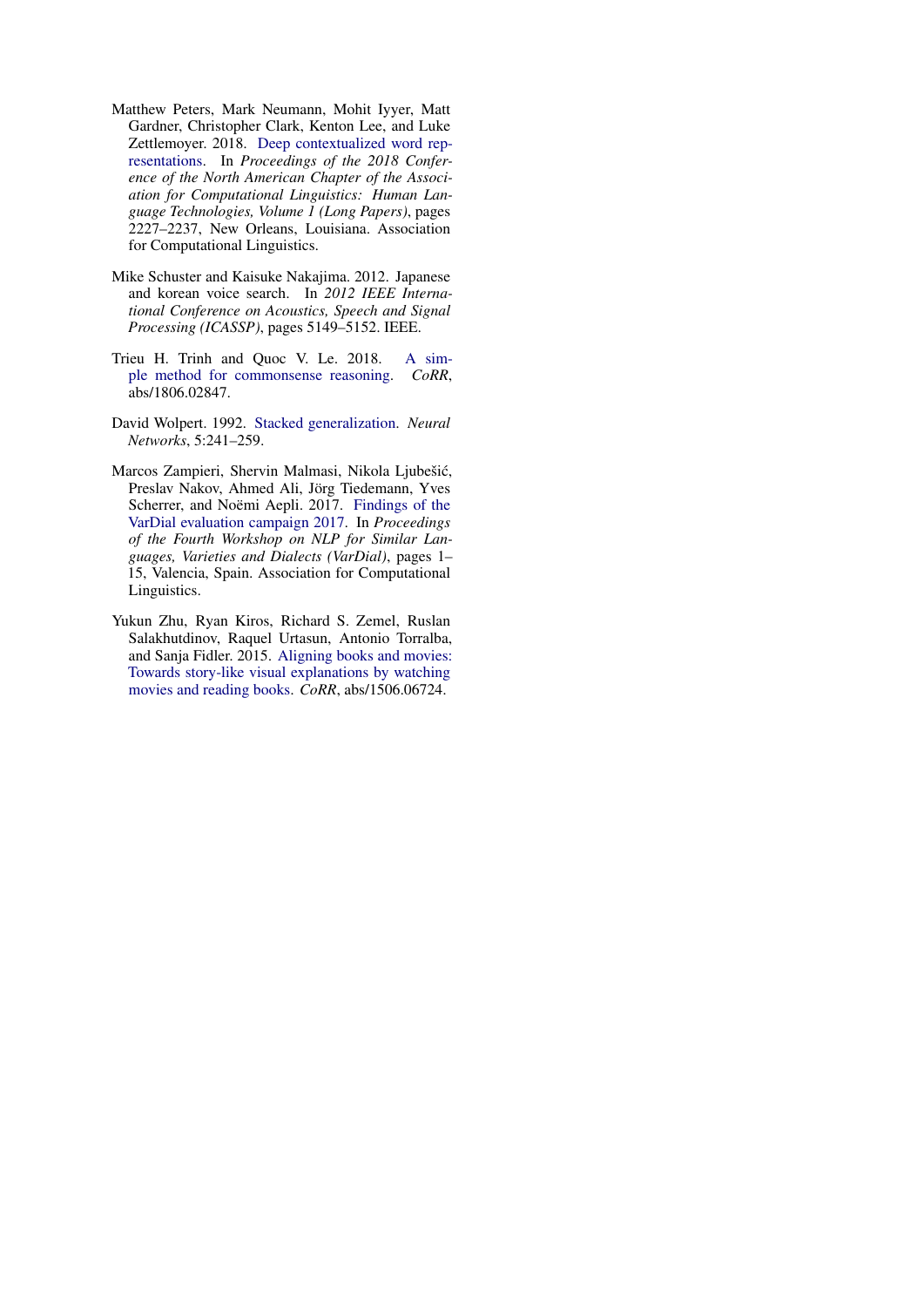Matthew Peters, Mark Neumann, Mohit Iyyer, Matt Gardner, Christopher Clark, Kenton Lee, and Luke Zettlemoyer. 2018. Deep contextualized word representations. In *Proceedings of the 2018 Conference of the North American Chapter of the Association for Computational Linguistics: Human Language Technologies, Volume 1 (Long Papers)*, pages 2227–2237, New Orleans, Louisiana. Association for Computational Linguistics.

Mike Schuster and Kaisuke Nakajima. 2012. Japanese and korean voice search. In *2012 IEEE International Conference on Acoustics, Speech and Signal Processing (ICASSP)*, pages 5149–5152. IEEE.

Trieu H. Trinh and Quoc V. Le. 2018. A simple method for commonsense reasoning. *CoRR*, abs/1806.02847.

David Wolpert. 1992. Stacked generalization. *Neural Networks*, 5:241–259.

Marcos Zampieri, Shervin Malmasi, Nikola Ljubešić, Preslav Nakov, Ahmed Ali, Jörg Tiedemann, Yves Scherrer, and Noëmi Aepli. 2017. Findings of the VarDial evaluation campaign 2017. In *Proceedings of the Fourth Workshop on NLP for Similar Languages, Varieties and Dialects (VarDial)*, pages 1–15, Valencia, Spain. Association for Computational Linguistics.

Yukun Zhu, Ryan Kiros, Richard S. Zemel, Ruslan Salakhutdinov, Raquel Urtasun, Antonio Torralba, and Sanja Fidler. 2015. Aligning books and movies: Towards story-like visual explanations by watching movies and reading books. *CoRR*, abs/1506.06724.